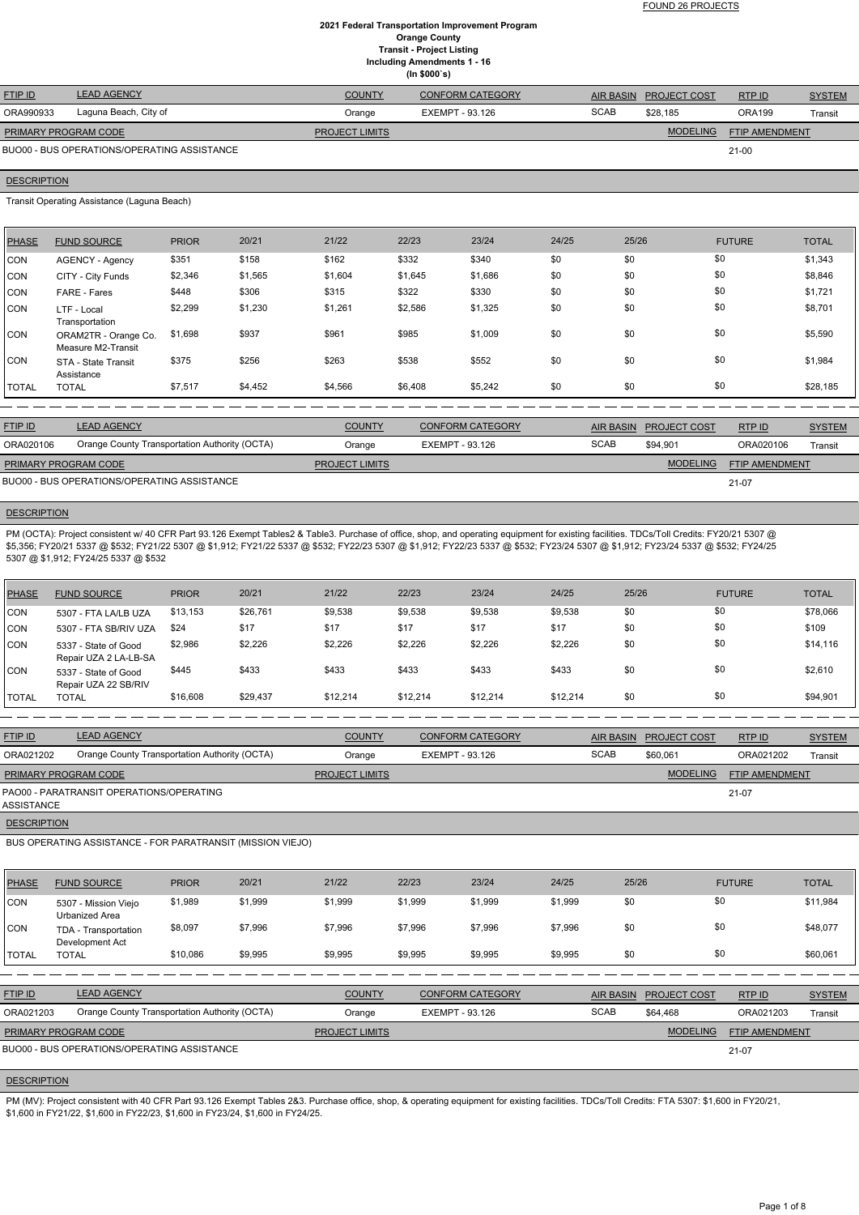FOUND 26 PROJECTS

# 2021 Federal Transportation Improvement Program
## Orange County
## Transit - Project Listing
### Including Amendments 1 - 16
### (In $000`s)

| FTIP ID | LEAD AGENCY | COUNTY | CONFORM CATEGORY | AIR BASIN | PROJECT COST | RTP ID | SYSTEM |
|---|---|---|---|---|---|---|---|
| ORA990933 | Laguna Beach, City of | Orange | EXEMPT - 93.126 | SCAB | $28,185 | ORA199 | Transit |

| PRIMARY PROGRAM CODE | PROJECT LIMITS | MODELING | FTIP AMENDMENT |
|---|---|---|---|
| BUO00 - BUS OPERATIONS/OPERATING ASSISTANCE | | | 21-00 |

**DESCRIPTION**

Transit Operating Assistance (Laguna Beach)

| PHASE | FUND SOURCE | PRIOR | 20/21 | 21/22 | 22/23 | 23/24 | 24/25 | 25/26 | FUTURE | TOTAL |
|---|---|---|---|---|---|---|---|---|---|---|
| CON | AGENCY - Agency | $351 | $158 | $162 | $332 | $340 | $0 | $0 | $0 | $1,343 |
| CON | CITY - City Funds | $2,346 | $1,565 | $1,604 | $1,645 | $1,686 | $0 | $0 | $0 | $8,846 |
| CON | FARE - Fares | $448 | $306 | $315 | $322 | $330 | $0 | $0 | $0 | $1,721 |
| CON | LTF - Local Transportation | $2,299 | $1,230 | $1,261 | $2,586 | $1,325 | $0 | $0 | $0 | $8,701 |
| CON | ORAM2TR - Orange Co. Measure M2-Transit | $1,698 | $937 | $961 | $985 | $1,009 | $0 | $0 | $0 | $5,590 |
| CON | STA - State Transit Assistance | $375 | $256 | $263 | $538 | $552 | $0 | $0 | $0 | $1,984 |
| TOTAL | TOTAL | $7,517 | $4,452 | $4,566 | $6,408 | $5,242 | $0 | $0 | $0 | $28,185 |

---

| FTIP ID | LEAD AGENCY | COUNTY | CONFORM CATEGORY | AIR BASIN | PROJECT COST | RTP ID | SYSTEM |
|---|---|---|---|---|---|---|---|
| ORA020106 | Orange County Transportation Authority (OCTA) | Orange | EXEMPT - 93.126 | SCAB | $94,901 | ORA020106 | Transit |

| PRIMARY PROGRAM CODE | PROJECT LIMITS | MODELING | FTIP AMENDMENT |
|---|---|---|---|
| BUO00 - BUS OPERATIONS/OPERATING ASSISTANCE | | | 21-07 |

**DESCRIPTION**

PM (OCTA): Project consistent w/ 40 CFR Part 93.126 Exempt Tables2 & Table3. Purchase of office, shop, and operating equipment for existing facilities. TDCs/Toll Credits: FY20/21 5307 @ $5,356; FY20/21 5337 @ $532; FY21/22 5307 @ $1,912; FY21/22 5337 @ $532; FY22/23 5307 @ $1,912; FY22/23 5337 @ $532; FY23/24 5307 @ $1,912; FY23/24 5337 @ $532; FY24/25 5307 @ $1,912; FY24/25 5337 @ $532

| PHASE | FUND SOURCE | PRIOR | 20/21 | 21/22 | 22/23 | 23/24 | 24/25 | 25/26 | FUTURE | TOTAL |
|---|---|---|---|---|---|---|---|---|---|---|
| CON | 5307 - FTA LA/LB UZA | $13,153 | $26,761 | $9,538 | $9,538 | $9,538 | $9,538 | $0 | $0 | $78,066 |
| CON | 5307 - FTA SB/RIV UZA | $24 | $17 | $17 | $17 | $17 | $17 | $0 | $0 | $109 |
| CON | 5337 - State of Good Repair UZA 2 LA-LB-SA | $2,986 | $2,226 | $2,226 | $2,226 | $2,226 | $2,226 | $0 | $0 | $14,116 |
| CON | 5337 - State of Good Repair UZA 22 SB/RIV | $445 | $433 | $433 | $433 | $433 | $433 | $0 | $0 | $2,610 |
| TOTAL | TOTAL | $16,608 | $29,437 | $12,214 | $12,214 | $12,214 | $12,214 | $0 | $0 | $94,901 |

---

| FTIP ID | LEAD AGENCY | COUNTY | CONFORM CATEGORY | AIR BASIN | PROJECT COST | RTP ID | SYSTEM |
|---|---|---|---|---|---|---|---|
| ORA021202 | Orange County Transportation Authority (OCTA) | Orange | EXEMPT - 93.126 | SCAB | $60,061 | ORA021202 | Transit |

| PRIMARY PROGRAM CODE | PROJECT LIMITS | MODELING | FTIP AMENDMENT |
|---|---|---|---|
| PAO00 - PARATRANSIT OPERATIONS/OPERATING ASSISTANCE | | | 21-07 |

**DESCRIPTION**

BUS OPERATING ASSISTANCE - FOR PARATRANSIT (MISSION VIEJO)

| PHASE | FUND SOURCE | PRIOR | 20/21 | 21/22 | 22/23 | 23/24 | 24/25 | 25/26 | FUTURE | TOTAL |
|---|---|---|---|---|---|---|---|---|---|---|
| CON | 5307 - Mission Viejo Urbanized Area | $1,989 | $1,999 | $1,999 | $1,999 | $1,999 | $1,999 | $0 | $0 | $11,984 |
| CON | TDA - Transportation Development Act | $8,097 | $7,996 | $7,996 | $7,996 | $7,996 | $7,996 | $0 | $0 | $48,077 |
| TOTAL | TOTAL | $10,086 | $9,995 | $9,995 | $9,995 | $9,995 | $9,995 | $0 | $0 | $60,061 |

---

| FTIP ID | LEAD AGENCY | COUNTY | CONFORM CATEGORY | AIR BASIN | PROJECT COST | RTP ID | SYSTEM |
|---|---|---|---|---|---|---|---|
| ORA021203 | Orange County Transportation Authority (OCTA) | Orange | EXEMPT - 93.126 | SCAB | $64,468 | ORA021203 | Transit |

| PRIMARY PROGRAM CODE | PROJECT LIMITS | MODELING | FTIP AMENDMENT |
|---|---|---|---|
| BUO00 - BUS OPERATIONS/OPERATING ASSISTANCE | | | 21-07 |

**DESCRIPTION**

PM (MV): Project consistent with 40 CFR Part 93.126 Exempt Tables 2&3. Purchase office, shop, & operating equipment for existing facilities. TDCs/Toll Credits: FTA 5307: $1,600 in FY20/21, $1,600 in FY21/22, $1,600 in FY22/23, $1,600 in FY23/24, $1,600 in FY24/25.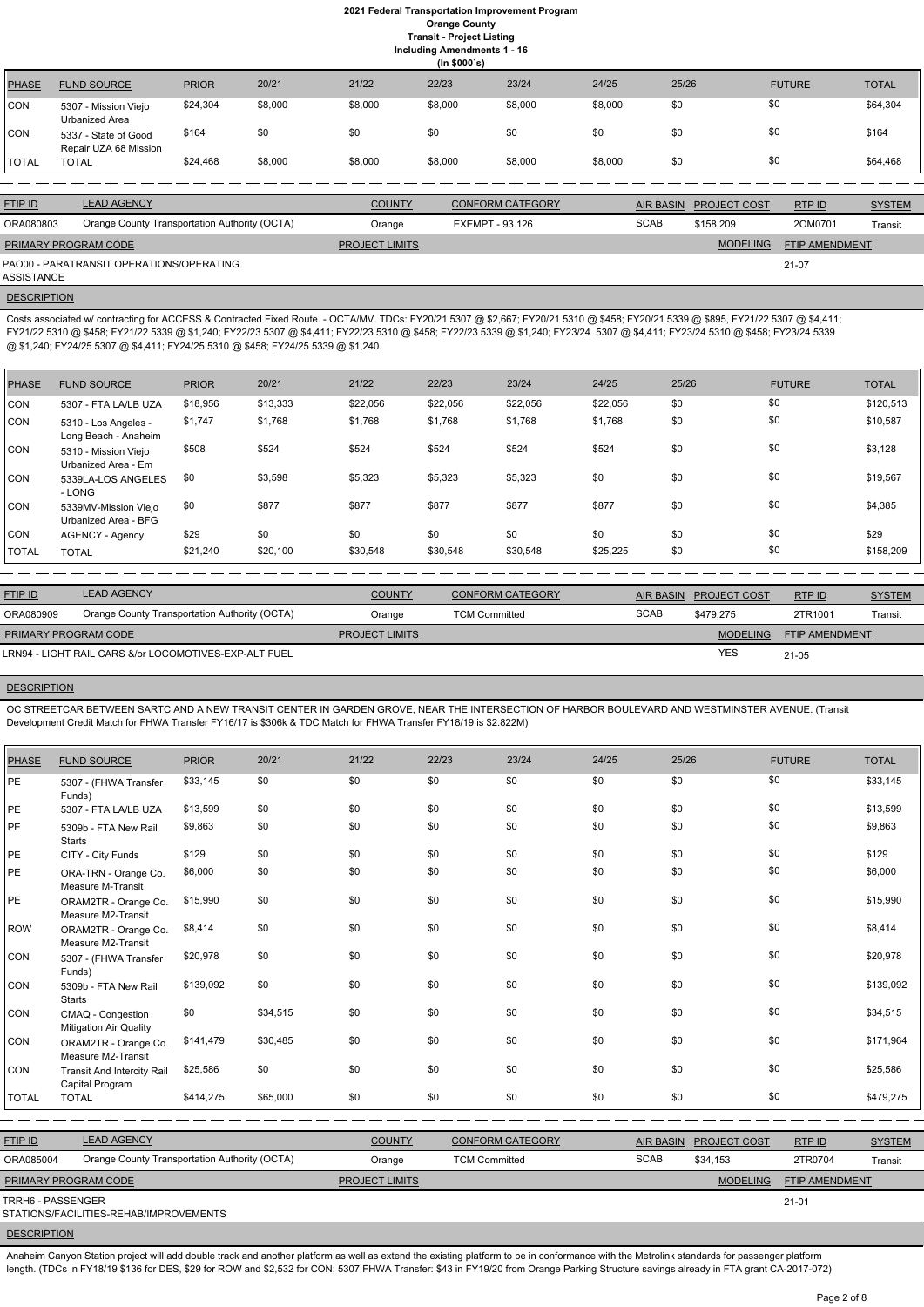# 2021 Federal Transportation Improvement Program

**Orange County**

**Transit - Project Listing**

**Including Amendments 1 - 16**

**(In $000`s)**

| PHASE | FUND SOURCE | PRIOR | 20/21 | 21/22 | 22/23 | 23/24 | 24/25 | 25/26 | FUTURE | TOTAL |
|---|---|---|---|---|---|---|---|---|---|---|
| CON | 5307 - Mission Viejo Urbanized Area | $24,304 | $8,000 | $8,000 | $8,000 | $8,000 | $8,000 | $0 | $0 | $64,304 |
| CON | 5337 - State of Good Repair UZA 68 Mission | $164 | $0 | $0 | $0 | $0 | $0 | $0 | $0 | $164 |
| TOTAL | TOTAL | $24,468 | $8,000 | $8,000 | $8,000 | $8,000 | $8,000 | $0 | $0 | $64,468 |

| FTIP ID | LEAD AGENCY | COUNTY | CONFORM CATEGORY | AIR BASIN | PROJECT COST | RTP ID | SYSTEM |
|---|---|---|---|---|---|---|---|
| ORA080803 | Orange County Transportation Authority (OCTA) | Orange | EXEMPT - 93.126 | SCAB | $158,209 | 2OM0701 | Transit |

| PRIMARY PROGRAM CODE | PROJECT LIMITS | MODELING | FTIP AMENDMENT |
|---|---|---|---|
| PAO00 - PARATRANSIT OPERATIONS/OPERATING ASSISTANCE | | | 21-07 |

**DESCRIPTION**

Costs associated w/ contracting for ACCESS & Contracted Fixed Route. - OCTA/MV. TDCs: FY20/21 5307 @ $2,667; FY20/21 5310 @ $458; FY20/21 5339 @ $895, FY21/22 5307 @ $4,411; FY21/22 5310 @ $458; FY21/22 5339 @ $1,240; FY22/23 5307 @ $4,411; FY22/23 5310 @ $458; FY22/23 5339 @ $1,240; FY23/24 5307 @ $4,411; FY23/24 5310 @ $458; FY23/24 5339 @ $1,240; FY24/25 5307 @ $4,411; FY24/25 5310 @ $458; FY24/25 5339 @ $1,240.

| PHASE | FUND SOURCE | PRIOR | 20/21 | 21/22 | 22/23 | 23/24 | 24/25 | 25/26 | FUTURE | TOTAL |
|---|---|---|---|---|---|---|---|---|---|---|
| CON | 5307 - FTA LA/LB UZA | $18,956 | $13,333 | $22,056 | $22,056 | $22,056 | $22,056 | $0 | $0 | $120,513 |
| CON | 5310 - Los Angeles - Long Beach - Anaheim | $1,747 | $1,768 | $1,768 | $1,768 | $1,768 | $1,768 | $0 | $0 | $10,587 |
| CON | 5310 - Mission Viejo Urbanized Area - Em | $508 | $524 | $524 | $524 | $524 | $524 | $0 | $0 | $3,128 |
| CON | 5339LA-LOS ANGELES - LONG | $0 | $3,598 | $5,323 | $5,323 | $5,323 | $0 | $0 | $0 | $19,567 |
| CON | 5339MV-Mission Viejo Urbanized Area - BFG | $0 | $877 | $877 | $877 | $877 | $877 | $0 | $0 | $4,385 |
| CON | AGENCY - Agency | $29 | $0 | $0 | $0 | $0 | $0 | $0 | $0 | $29 |
| TOTAL | TOTAL | $21,240 | $20,100 | $30,548 | $30,548 | $30,548 | $25,225 | $0 | $0 | $158,209 |

| FTIP ID | LEAD AGENCY | COUNTY | CONFORM CATEGORY | AIR BASIN | PROJECT COST | RTP ID | SYSTEM |
|---|---|---|---|---|---|---|---|
| ORA080909 | Orange County Transportation Authority (OCTA) | Orange | TCM Committed | SCAB | $479,275 | 2TR1001 | Transit |

| PRIMARY PROGRAM CODE | PROJECT LIMITS | MODELING | FTIP AMENDMENT |
|---|---|---|---|
| LRN94 - LIGHT RAIL CARS &/or LOCOMOTIVES-EXP-ALT FUEL | | YES | 21-05 |

**DESCRIPTION**

OC STREETCAR BETWEEN SARTC AND A NEW TRANSIT CENTER IN GARDEN GROVE, NEAR THE INTERSECTION OF HARBOR BOULEVARD AND WESTMINSTER AVENUE. (Transit Development Credit Match for FHWA Transfer FY16/17 is $306k & TDC Match for FHWA Transfer FY18/19 is $2.822M)

| PHASE | FUND SOURCE | PRIOR | 20/21 | 21/22 | 22/23 | 23/24 | 24/25 | 25/26 | FUTURE | TOTAL |
|---|---|---|---|---|---|---|---|---|---|---|
| PE | 5307 - (FHWA Transfer Funds) | $33,145 | $0 | $0 | $0 | $0 | $0 | $0 | $0 | $33,145 |
| PE | 5307 - FTA LA/LB UZA | $13,599 | $0 | $0 | $0 | $0 | $0 | $0 | $0 | $13,599 |
| PE | 5309b - FTA New Rail Starts | $9,863 | $0 | $0 | $0 | $0 | $0 | $0 | $0 | $9,863 |
| PE | CITY - City Funds | $129 | $0 | $0 | $0 | $0 | $0 | $0 | $0 | $129 |
| PE | ORA-TRN - Orange Co. Measure M-Transit | $6,000 | $0 | $0 | $0 | $0 | $0 | $0 | $0 | $6,000 |
| PE | ORAM2TR - Orange Co. Measure M2-Transit | $15,990 | $0 | $0 | $0 | $0 | $0 | $0 | $0 | $15,990 |
| ROW | ORAM2TR - Orange Co. Measure M2-Transit | $8,414 | $0 | $0 | $0 | $0 | $0 | $0 | $0 | $8,414 |
| CON | 5307 - (FHWA Transfer Funds) | $20,978 | $0 | $0 | $0 | $0 | $0 | $0 | $0 | $20,978 |
| CON | 5309b - FTA New Rail Starts | $139,092 | $0 | $0 | $0 | $0 | $0 | $0 | $0 | $139,092 |
| CON | CMAQ - Congestion Mitigation Air Quality | $0 | $34,515 | $0 | $0 | $0 | $0 | $0 | $0 | $34,515 |
| CON | ORAM2TR - Orange Co. Measure M2-Transit | $141,479 | $30,485 | $0 | $0 | $0 | $0 | $0 | $0 | $171,964 |
| CON | Transit And Intercity Rail Capital Program | $25,586 | $0 | $0 | $0 | $0 | $0 | $0 | $0 | $25,586 |
| TOTAL | TOTAL | $414,275 | $65,000 | $0 | $0 | $0 | $0 | $0 | $0 | $479,275 |

| FTIP ID | LEAD AGENCY | COUNTY | CONFORM CATEGORY | AIR BASIN | PROJECT COST | RTP ID | SYSTEM |
|---|---|---|---|---|---|---|---|
| ORA085004 | Orange County Transportation Authority (OCTA) | Orange | TCM Committed | SCAB | $34,153 | 2TR0704 | Transit |

| PRIMARY PROGRAM CODE | PROJECT LIMITS | MODELING | FTIP AMENDMENT |
|---|---|---|---|
| TRRH6 - PASSENGER STATIONS/FACILITIES-REHAB/IMPROVEMENTS | | | 21-01 |

**DESCRIPTION**

Anaheim Canyon Station project will add double track and another platform as well as extend the existing platform to be in conformance with the Metrolink standards for passenger platform length. (TDCs in FY18/19 $136 for DES, $29 for ROW and $2,532 for CON; 5307 FHWA Transfer: $43 in FY19/20 from Orange Parking Structure savings already in FTA grant CA-2017-072)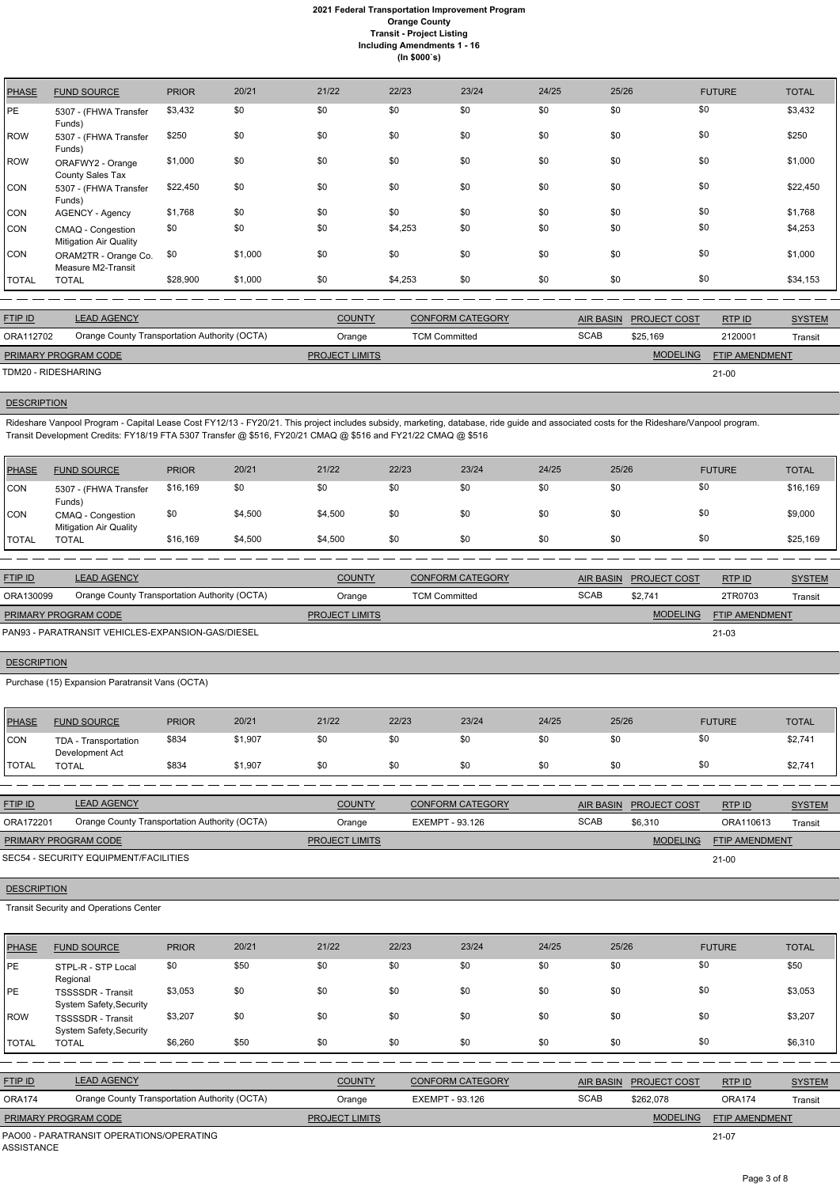# 2021 Federal Transportation Improvement Program
## Orange County
### Transit - Project Listing
### Including Amendments 1 - 16
### (In $000`s)

| PHASE | FUND SOURCE | PRIOR | 20/21 | 21/22 | 22/23 | 23/24 | 24/25 | 25/26 | FUTURE | TOTAL |
|---|---|---|---|---|---|---|---|---|---|---|
| PE | 5307 - (FHWA Transfer Funds) | $3,432 | $0 | $0 | $0 | $0 | $0 | $0 | $0 | $3,432 |
| ROW | 5307 - (FHWA Transfer Funds) | $250 | $0 | $0 | $0 | $0 | $0 | $0 | $0 | $250 |
| ROW | ORAFWY2 - Orange County Sales Tax | $1,000 | $0 | $0 | $0 | $0 | $0 | $0 | $0 | $1,000 |
| CON | 5307 - (FHWA Transfer Funds) | $22,450 | $0 | $0 | $0 | $0 | $0 | $0 | $0 | $22,450 |
| CON | AGENCY - Agency | $1,768 | $0 | $0 | $0 | $0 | $0 | $0 | $0 | $1,768 |
| CON | CMAQ - Congestion Mitigation Air Quality | $0 | $0 | $0 | $4,253 | $0 | $0 | $0 | $0 | $4,253 |
| CON | ORAM2TR - Orange Co. Measure M2-Transit | $0 | $1,000 | $0 | $0 | $0 | $0 | $0 | $0 | $1,000 |
| TOTAL | TOTAL | $28,900 | $1,000 | $0 | $4,253 | $0 | $0 | $0 | $0 | $34,153 |

| FTIP ID | LEAD AGENCY | COUNTY | CONFORM CATEGORY | AIR BASIN | PROJECT COST | RTP ID | SYSTEM |
|---|---|---|---|---|---|---|---|
| ORA112702 | Orange County Transportation Authority (OCTA) | Orange | TCM Committed | SCAB | $25,169 | 2120001 | Transit |

| PRIMARY PROGRAM CODE | PROJECT LIMITS | MODELING | FTIP AMENDMENT |
|---|---|---|---|
| TDM20 - RIDESHARING | | | 21-00 |

**DESCRIPTION**

Rideshare Vanpool Program - Capital Lease Cost FY12/13 - FY20/21. This project includes subsidy, marketing, database, ride guide and associated costs for the Rideshare/Vanpool program.
Transit Development Credits: FY18/19 FTA 5307 Transfer @ $516, FY20/21 CMAQ @ $516 and FY21/22 CMAQ @ $516

| PHASE | FUND SOURCE | PRIOR | 20/21 | 21/22 | 22/23 | 23/24 | 24/25 | 25/26 | FUTURE | TOTAL |
|---|---|---|---|---|---|---|---|---|---|---|
| CON | 5307 - (FHWA Transfer Funds) | $16,169 | $0 | $0 | $0 | $0 | $0 | $0 | $0 | $16,169 |
| CON | CMAQ - Congestion Mitigation Air Quality | $0 | $4,500 | $4,500 | $0 | $0 | $0 | $0 | $0 | $9,000 |
| TOTAL | TOTAL | $16,169 | $4,500 | $4,500 | $0 | $0 | $0 | $0 | $0 | $25,169 |

| FTIP ID | LEAD AGENCY | COUNTY | CONFORM CATEGORY | AIR BASIN | PROJECT COST | RTP ID | SYSTEM |
|---|---|---|---|---|---|---|---|
| ORA130099 | Orange County Transportation Authority (OCTA) | Orange | TCM Committed | SCAB | $2,741 | 2TR0703 | Transit |

| PRIMARY PROGRAM CODE | PROJECT LIMITS | MODELING | FTIP AMENDMENT |
|---|---|---|---|
| PAN93 - PARATRANSIT VEHICLES-EXPANSION-GAS/DIESEL | | | 21-03 |

**DESCRIPTION**

Purchase (15) Expansion Paratransit Vans (OCTA)

| PHASE | FUND SOURCE | PRIOR | 20/21 | 21/22 | 22/23 | 23/24 | 24/25 | 25/26 | FUTURE | TOTAL |
|---|---|---|---|---|---|---|---|---|---|---|
| CON | TDA - Transportation Development Act | $834 | $1,907 | $0 | $0 | $0 | $0 | $0 | $0 | $2,741 |
| TOTAL | TOTAL | $834 | $1,907 | $0 | $0 | $0 | $0 | $0 | $0 | $2,741 |

| FTIP ID | LEAD AGENCY | COUNTY | CONFORM CATEGORY | AIR BASIN | PROJECT COST | RTP ID | SYSTEM |
|---|---|---|---|---|---|---|---|
| ORA172201 | Orange County Transportation Authority (OCTA) | Orange | EXEMPT - 93.126 | SCAB | $6,310 | ORA110613 | Transit |

| PRIMARY PROGRAM CODE | PROJECT LIMITS | MODELING | FTIP AMENDMENT |
|---|---|---|---|
| SEC54 - SECURITY EQUIPMENT/FACILITIES | | | 21-00 |

**DESCRIPTION**

Transit Security and Operations Center

| PHASE | FUND SOURCE | PRIOR | 20/21 | 21/22 | 22/23 | 23/24 | 24/25 | 25/26 | FUTURE | TOTAL |
|---|---|---|---|---|---|---|---|---|---|---|
| PE | STPL-R - STP Local Regional | $0 | $50 | $0 | $0 | $0 | $0 | $0 | $0 | $50 |
| PE | TSSSSDR - Transit System Safety,Security | $3,053 | $0 | $0 | $0 | $0 | $0 | $0 | $0 | $3,053 |
| ROW | TSSSSDR - Transit System Safety,Security | $3,207 | $0 | $0 | $0 | $0 | $0 | $0 | $0 | $3,207 |
| TOTAL | TOTAL | $6,260 | $50 | $0 | $0 | $0 | $0 | $0 | $0 | $6,310 |

| FTIP ID | LEAD AGENCY | COUNTY | CONFORM CATEGORY | AIR BASIN | PROJECT COST | RTP ID | SYSTEM |
|---|---|---|---|---|---|---|---|
| ORA174 | Orange County Transportation Authority (OCTA) | Orange | EXEMPT - 93.126 | SCAB | $262,078 | ORA174 | Transit |

| PRIMARY PROGRAM CODE | PROJECT LIMITS | MODELING | FTIP AMENDMENT |
|---|---|---|---|
| PAO00 - PARATRANSIT OPERATIONS/OPERATING ASSISTANCE | | | 21-07 |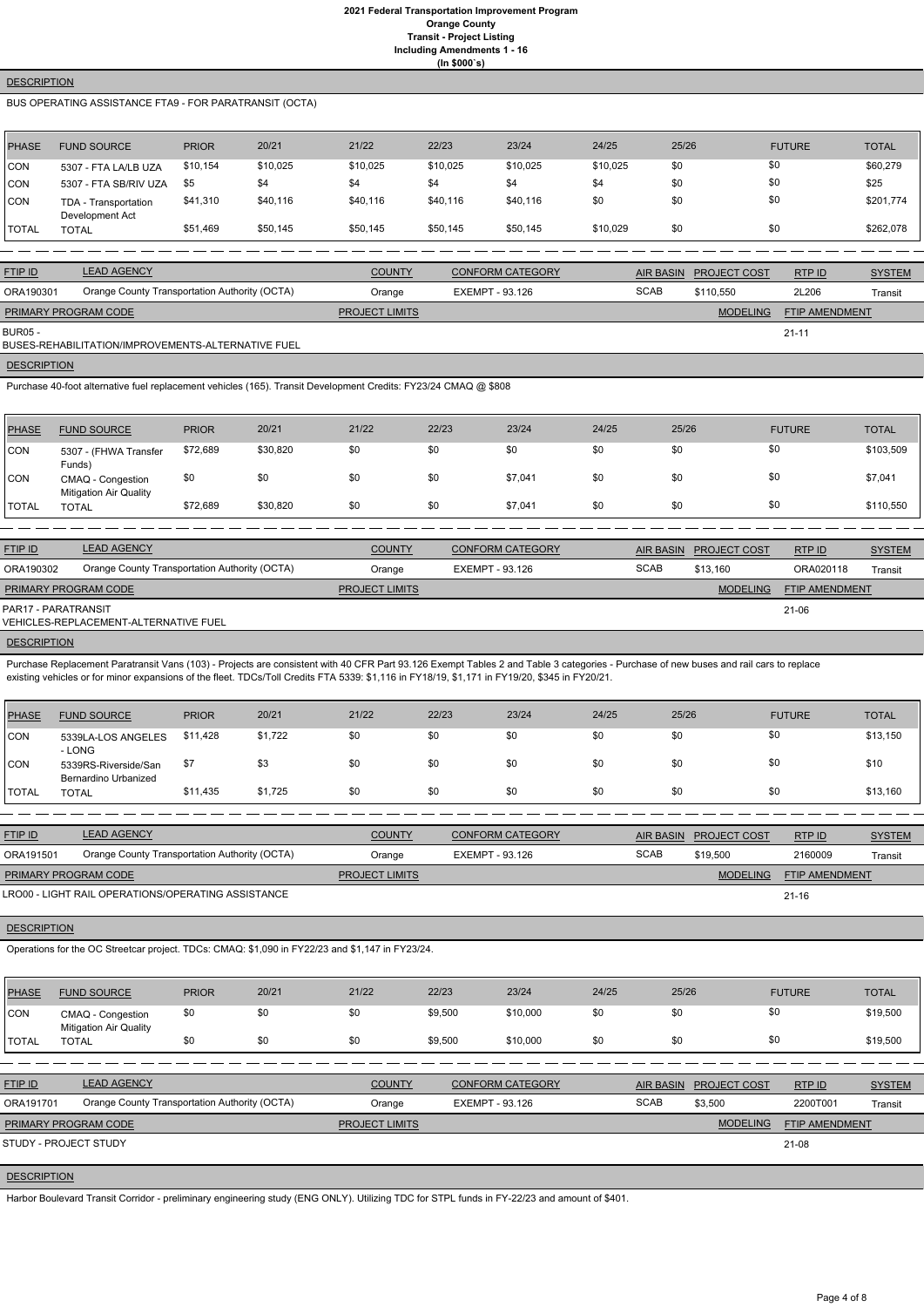# 2021 Federal Transportation Improvement Program
## Orange County
### Transit - Project Listing
### Including Amendments 1 - 16
### (In $000`s)

**DESCRIPTION**

BUS OPERATING ASSISTANCE FTA9 - FOR PARATRANSIT (OCTA)

| PHASE | FUND SOURCE | PRIOR | 20/21 | 21/22 | 22/23 | 23/24 | 24/25 | 25/26 | FUTURE | TOTAL |
|---|---|---|---|---|---|---|---|---|---|---|
| CON | 5307 - FTA LA/LB UZA | $10,154 | $10,025 | $10,025 | $10,025 | $10,025 | $10,025 | $0 | $0 | $60,279 |
| CON | 5307 - FTA SB/RIV UZA | $5 | $4 | $4 | $4 | $4 | $4 | $0 | $0 | $25 |
| CON | TDA - Transportation Development Act | $41,310 | $40,116 | $40,116 | $40,116 | $40,116 | $0 | $0 | $0 | $201,774 |
| TOTAL | TOTAL | $51,469 | $50,145 | $50,145 | $50,145 | $50,145 | $10,029 | $0 | $0 | $262,078 |

| FTIP ID | LEAD AGENCY | COUNTY | CONFORM CATEGORY | AIR BASIN | PROJECT COST | RTP ID | SYSTEM |
|---|---|---|---|---|---|---|---|
| ORA190301 | Orange County Transportation Authority (OCTA) | Orange | EXEMPT - 93.126 | SCAB | $110,550 | 2L206 | Transit |

| PRIMARY PROGRAM CODE | PROJECT LIMITS | MODELING | FTIP AMENDMENT |
|---|---|---|---|
| BUR05 - BUSES-REHABILITATION/IMPROVEMENTS-ALTERNATIVE FUEL | | | 21-11 |

**DESCRIPTION**

Purchase 40-foot alternative fuel replacement vehicles (165). Transit Development Credits: FY23/24 CMAQ @ $808

| PHASE | FUND SOURCE | PRIOR | 20/21 | 21/22 | 22/23 | 23/24 | 24/25 | 25/26 | FUTURE | TOTAL |
|---|---|---|---|---|---|---|---|---|---|---|
| CON | 5307 - (FHWA Transfer Funds) | $72,689 | $30,820 | $0 | $0 | $0 | $0 | $0 | $0 | $103,509 |
| CON | CMAQ - Congestion Mitigation Air Quality | $0 | $0 | $0 | $0 | $7,041 | $0 | $0 | $0 | $7,041 |
| TOTAL | TOTAL | $72,689 | $30,820 | $0 | $0 | $7,041 | $0 | $0 | $0 | $110,550 |

| FTIP ID | LEAD AGENCY | COUNTY | CONFORM CATEGORY | AIR BASIN | PROJECT COST | RTP ID | SYSTEM |
|---|---|---|---|---|---|---|---|
| ORA190302 | Orange County Transportation Authority (OCTA) | Orange | EXEMPT - 93.126 | SCAB | $13,160 | ORA020118 | Transit |

| PRIMARY PROGRAM CODE | PROJECT LIMITS | MODELING | FTIP AMENDMENT |
|---|---|---|---|
| PAR17 - PARATRANSIT VEHICLES-REPLACEMENT-ALTERNATIVE FUEL | | | 21-06 |

**DESCRIPTION**

Purchase Replacement Paratransit Vans (103) - Projects are consistent with 40 CFR Part 93.126 Exempt Tables 2 and Table 3 categories - Purchase of new buses and rail cars to replace existing vehicles or for minor expansions of the fleet. TDCs/Toll Credits FTA 5339: $1,116 in FY18/19, $1,171 in FY19/20, $345 in FY20/21.

| PHASE | FUND SOURCE | PRIOR | 20/21 | 21/22 | 22/23 | 23/24 | 24/25 | 25/26 | FUTURE | TOTAL |
|---|---|---|---|---|---|---|---|---|---|---|
| CON | 5339LA-LOS ANGELES - LONG | $11,428 | $1,722 | $0 | $0 | $0 | $0 | $0 | $0 | $13,150 |
| CON | 5339RS-Riverside/San Bernardino Urbanized | $7 | $3 | $0 | $0 | $0 | $0 | $0 | $0 | $10 |
| TOTAL | TOTAL | $11,435 | $1,725 | $0 | $0 | $0 | $0 | $0 | $0 | $13,160 |

| FTIP ID | LEAD AGENCY | COUNTY | CONFORM CATEGORY | AIR BASIN | PROJECT COST | RTP ID | SYSTEM |
|---|---|---|---|---|---|---|---|
| ORA191501 | Orange County Transportation Authority (OCTA) | Orange | EXEMPT - 93.126 | SCAB | $19,500 | 2160009 | Transit |

| PRIMARY PROGRAM CODE | PROJECT LIMITS | MODELING | FTIP AMENDMENT |
|---|---|---|---|
| LRO00 - LIGHT RAIL OPERATIONS/OPERATING ASSISTANCE | | | 21-16 |

**DESCRIPTION**

Operations for the OC Streetcar project. TDCs: CMAQ: $1,090 in FY22/23 and $1,147 in FY23/24.

| PHASE | FUND SOURCE | PRIOR | 20/21 | 21/22 | 22/23 | 23/24 | 24/25 | 25/26 | FUTURE | TOTAL |
|---|---|---|---|---|---|---|---|---|---|---|
| CON | CMAQ - Congestion Mitigation Air Quality | $0 | $0 | $0 | $9,500 | $10,000 | $0 | $0 | $0 | $19,500 |
| TOTAL | TOTAL | $0 | $0 | $0 | $9,500 | $10,000 | $0 | $0 | $0 | $19,500 |

| FTIP ID | LEAD AGENCY | COUNTY | CONFORM CATEGORY | AIR BASIN | PROJECT COST | RTP ID | SYSTEM |
|---|---|---|---|---|---|---|---|
| ORA191701 | Orange County Transportation Authority (OCTA) | Orange | EXEMPT - 93.126 | SCAB | $3,500 | 2200T001 | Transit |

| PRIMARY PROGRAM CODE | PROJECT LIMITS | MODELING | FTIP AMENDMENT |
|---|---|---|---|
| STUDY - PROJECT STUDY | | | 21-08 |

**DESCRIPTION**

Harbor Boulevard Transit Corridor - preliminary engineering study (ENG ONLY). Utilizing TDC for STPL funds in FY-22/23 and amount of $401.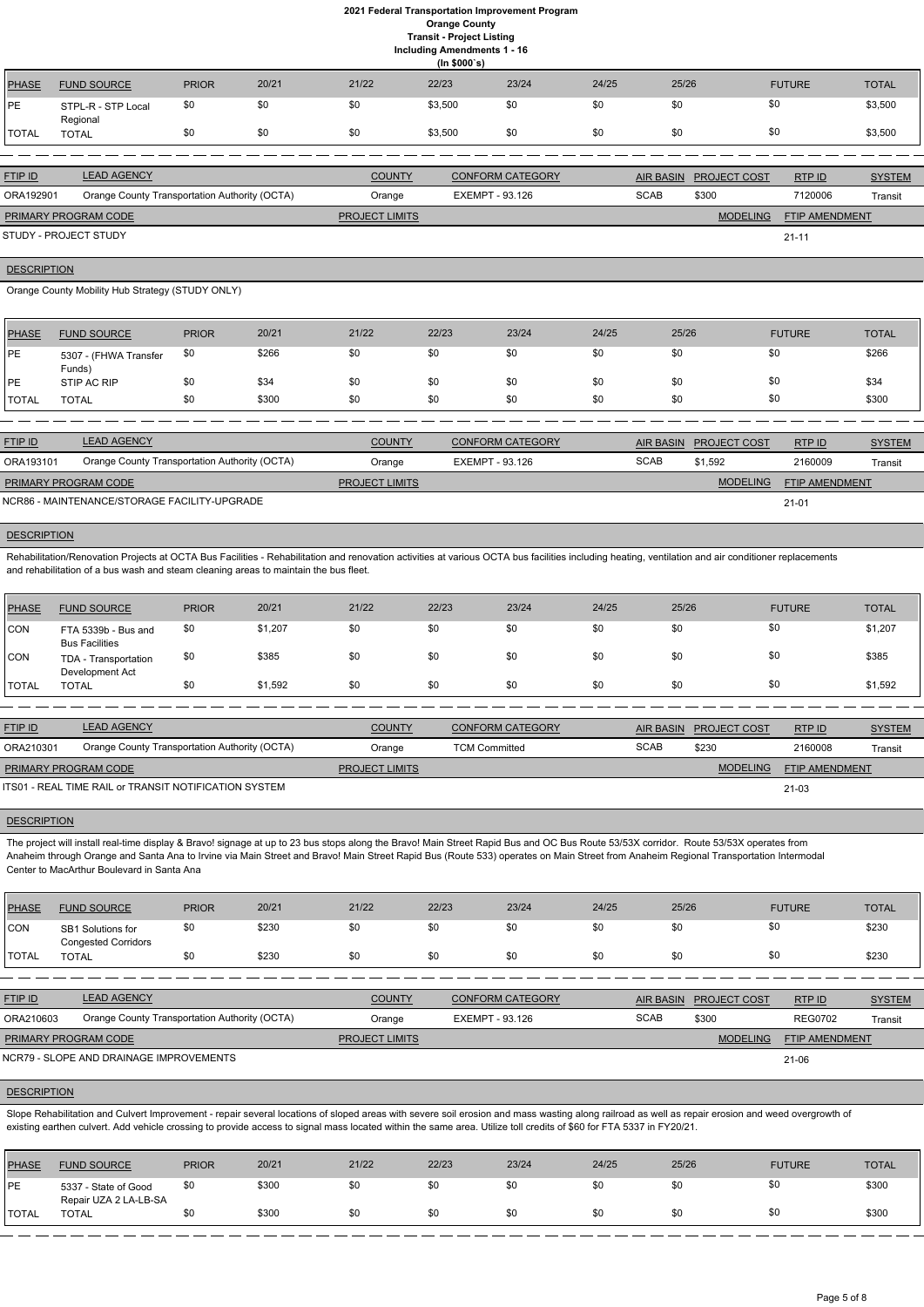**2021 Federal Transportation Improvement Program**
**Orange County**
**Transit - Project Listing**
**Including Amendments 1 - 16**
**(In $000`s)**

| PHASE | FUND SOURCE | PRIOR | 20/21 | 21/22 | 22/23 | 23/24 | 24/25 | 25/26 | FUTURE | TOTAL |
|---|---|---|---|---|---|---|---|---|---|---|
| PE | STPL-R - STP Local Regional | $0 | $0 | $0 | $3,500 | $0 | $0 | $0 | $0 | $3,500 |
| TOTAL | TOTAL | $0 | $0 | $0 | $3,500 | $0 | $0 | $0 | $0 | $3,500 |

| FTIP ID | LEAD AGENCY | COUNTY | CONFORM CATEGORY | AIR BASIN | PROJECT COST | RTP ID | SYSTEM |
|---|---|---|---|---|---|---|---|
| ORA192901 | Orange County Transportation Authority (OCTA) | Orange | EXEMPT - 93.126 | SCAB | $300 | 7120006 | Transit |

| PRIMARY PROGRAM CODE | PROJECT LIMITS | MODELING | FTIP AMENDMENT |
|---|---|---|---|
| STUDY - PROJECT STUDY | | | 21-11 |

**DESCRIPTION**

Orange County Mobility Hub Strategy (STUDY ONLY)

| PHASE | FUND SOURCE | PRIOR | 20/21 | 21/22 | 22/23 | 23/24 | 24/25 | 25/26 | FUTURE | TOTAL |
|---|---|---|---|---|---|---|---|---|---|---|
| PE | 5307 - (FHWA Transfer Funds) | $0 | $266 | $0 | $0 | $0 | $0 | $0 | $0 | $266 |
| PE | STIP AC RIP | $0 | $34 | $0 | $0 | $0 | $0 | $0 | $0 | $34 |
| TOTAL | TOTAL | $0 | $300 | $0 | $0 | $0 | $0 | $0 | $0 | $300 |

| FTIP ID | LEAD AGENCY | COUNTY | CONFORM CATEGORY | AIR BASIN | PROJECT COST | RTP ID | SYSTEM |
|---|---|---|---|---|---|---|---|
| ORA193101 | Orange County Transportation Authority (OCTA) | Orange | EXEMPT - 93.126 | SCAB | $1,592 | 2160009 | Transit |

| PRIMARY PROGRAM CODE | PROJECT LIMITS | MODELING | FTIP AMENDMENT |
|---|---|---|---|
| NCR86 - MAINTENANCE/STORAGE FACILITY-UPGRADE | | | 21-01 |

**DESCRIPTION**

Rehabilitation/Renovation Projects at OCTA Bus Facilities - Rehabilitation and renovation activities at various OCTA bus facilities including heating, ventilation and air conditioner replacements and rehabilitation of a bus wash and steam cleaning areas to maintain the bus fleet.

| PHASE | FUND SOURCE | PRIOR | 20/21 | 21/22 | 22/23 | 23/24 | 24/25 | 25/26 | FUTURE | TOTAL |
|---|---|---|---|---|---|---|---|---|---|---|
| CON | FTA 5339b - Bus and Bus Facilities | $0 | $1,207 | $0 | $0 | $0 | $0 | $0 | $0 | $1,207 |
| CON | TDA - Transportation Development Act | $0 | $385 | $0 | $0 | $0 | $0 | $0 | $0 | $385 |
| TOTAL | TOTAL | $0 | $1,592 | $0 | $0 | $0 | $0 | $0 | $0 | $1,592 |

| FTIP ID | LEAD AGENCY | COUNTY | CONFORM CATEGORY | AIR BASIN | PROJECT COST | RTP ID | SYSTEM |
|---|---|---|---|---|---|---|---|
| ORA210301 | Orange County Transportation Authority (OCTA) | Orange | TCM Committed | SCAB | $230 | 2160008 | Transit |

| PRIMARY PROGRAM CODE | PROJECT LIMITS | MODELING | FTIP AMENDMENT |
|---|---|---|---|
| ITS01 - REAL TIME RAIL or TRANSIT NOTIFICATION SYSTEM | | | 21-03 |

**DESCRIPTION**

The project will install real-time display & Bravo! signage at up to 23 bus stops along the Bravo! Main Street Rapid Bus and OC Bus Route 53/53X corridor. Route 53/53X operates from Anaheim through Orange and Santa Ana to Irvine via Main Street and Bravo! Main Street Rapid Bus (Route 533) operates on Main Street from Anaheim Regional Transportation Intermodal Center to MacArthur Boulevard in Santa Ana

| PHASE | FUND SOURCE | PRIOR | 20/21 | 21/22 | 22/23 | 23/24 | 24/25 | 25/26 | FUTURE | TOTAL |
|---|---|---|---|---|---|---|---|---|---|---|
| CON | SB1 Solutions for Congested Corridors | $0 | $230 | $0 | $0 | $0 | $0 | $0 | $0 | $230 |
| TOTAL | TOTAL | $0 | $230 | $0 | $0 | $0 | $0 | $0 | $0 | $230 |

| FTIP ID | LEAD AGENCY | COUNTY | CONFORM CATEGORY | AIR BASIN | PROJECT COST | RTP ID | SYSTEM |
|---|---|---|---|---|---|---|---|
| ORA210603 | Orange County Transportation Authority (OCTA) | Orange | EXEMPT - 93.126 | SCAB | $300 | REG0702 | Transit |

| PRIMARY PROGRAM CODE | PROJECT LIMITS | MODELING | FTIP AMENDMENT |
|---|---|---|---|
| NCR79 - SLOPE AND DRAINAGE IMPROVEMENTS | | | 21-06 |

**DESCRIPTION**

Slope Rehabilitation and Culvert Improvement - repair several locations of sloped areas with severe soil erosion and mass wasting along railroad as well as repair erosion and weed overgrowth of existing earthen culvert. Add vehicle crossing to provide access to signal mass located within the same area. Utilize toll credits of $60 for FTA 5337 in FY20/21.

| PHASE | FUND SOURCE | PRIOR | 20/21 | 21/22 | 22/23 | 23/24 | 24/25 | 25/26 | FUTURE | TOTAL |
|---|---|---|---|---|---|---|---|---|---|---|
| PE | 5337 - State of Good Repair UZA 2 LA-LB-SA | $0 | $300 | $0 | $0 | $0 | $0 | $0 | $0 | $300 |
| TOTAL | TOTAL | $0 | $300 | $0 | $0 | $0 | $0 | $0 | $0 | $300 |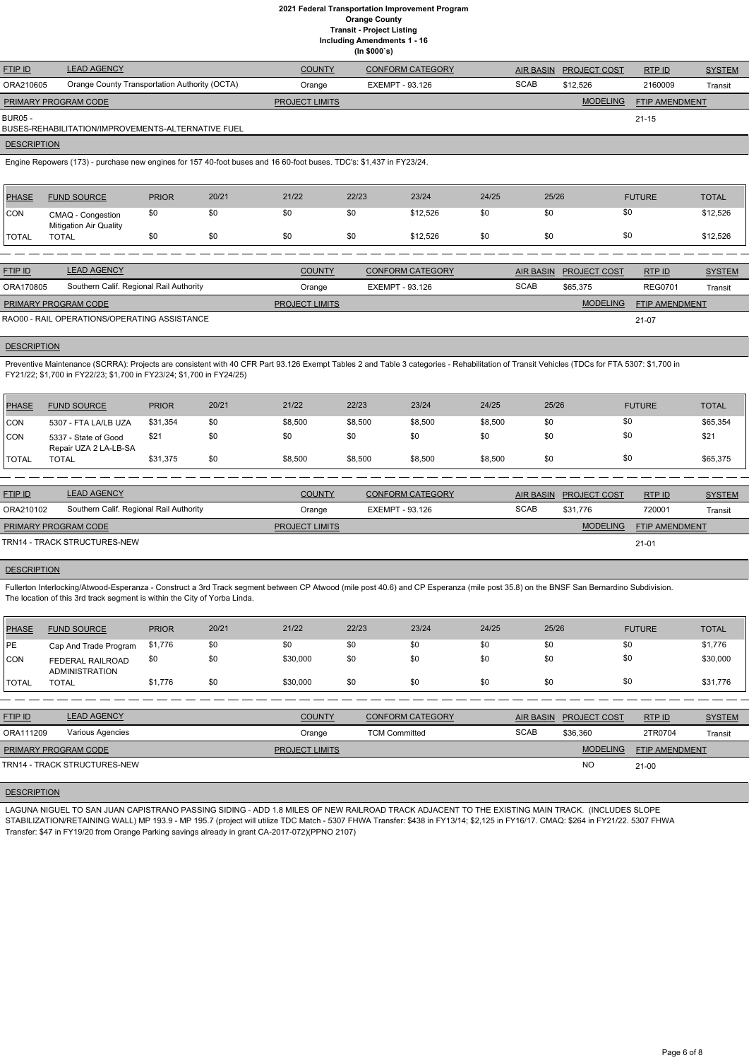# 2021 Federal Transportation Improvement Program
## Orange County
### Transit - Project Listing
**Including Amendments 1 - 16**
**(In $000`s)**

| FTIP ID | LEAD AGENCY | COUNTY | CONFORM CATEGORY | AIR BASIN | PROJECT COST | RTP ID | SYSTEM |
|---|---|---|---|---|---|---|---|
| ORA210605 | Orange County Transportation Authority (OCTA) | Orange | EXEMPT - 93.126 | SCAB | $12,526 | 2160009 | Transit |

| PRIMARY PROGRAM CODE | PROJECT LIMITS | MODELING | FTIP AMENDMENT |
|---|---|---|---|
| BUR05 - BUSES-REHABILITATION/IMPROVEMENTS-ALTERNATIVE FUEL | | | 21-15 |

**DESCRIPTION**

Engine Repowers (173) - purchase new engines for 157 40-foot buses and 16 60-foot buses. TDC's: $1,437 in FY23/24.

| PHASE | FUND SOURCE | PRIOR | 20/21 | 21/22 | 22/23 | 23/24 | 24/25 | 25/26 | FUTURE | TOTAL |
|---|---|---|---|---|---|---|---|---|---|---|
| CON | CMAQ - Congestion Mitigation Air Quality | $0 | $0 | $0 | $0 | $12,526 | $0 | $0 | $0 | $12,526 |
| TOTAL | TOTAL | $0 | $0 | $0 | $0 | $12,526 | $0 | $0 | $0 | $12,526 |

---

| FTIP ID | LEAD AGENCY | COUNTY | CONFORM CATEGORY | AIR BASIN | PROJECT COST | RTP ID | SYSTEM |
|---|---|---|---|---|---|---|---|
| ORA170805 | Southern Calif. Regional Rail Authority | Orange | EXEMPT - 93.126 | SCAB | $65,375 | REG0701 | Transit |

| PRIMARY PROGRAM CODE | PROJECT LIMITS | MODELING | FTIP AMENDMENT |
|---|---|---|---|
| RAO00 - RAIL OPERATIONS/OPERATING ASSISTANCE | | | 21-07 |

**DESCRIPTION**

Preventive Maintenance (SCRRA): Projects are consistent with 40 CFR Part 93.126 Exempt Tables 2 and Table 3 categories - Rehabilitation of Transit Vehicles (TDCs for FTA 5307: $1,700 in FY21/22; $1,700 in FY22/23; $1,700 in FY23/24; $1,700 in FY24/25)

| PHASE | FUND SOURCE | PRIOR | 20/21 | 21/22 | 22/23 | 23/24 | 24/25 | 25/26 | FUTURE | TOTAL |
|---|---|---|---|---|---|---|---|---|---|---|
| CON | 5307 - FTA LA/LB UZA | $31,354 | $0 | $8,500 | $8,500 | $8,500 | $8,500 | $0 | $0 | $65,354 |
| CON | 5337 - State of Good Repair UZA 2 LA-LB-SA | $21 | $0 | $0 | $0 | $0 | $0 | $0 | $0 | $21 |
| TOTAL | TOTAL | $31,375 | $0 | $8,500 | $8,500 | $8,500 | $8,500 | $0 | $0 | $65,375 |

---

| FTIP ID | LEAD AGENCY | COUNTY | CONFORM CATEGORY | AIR BASIN | PROJECT COST | RTP ID | SYSTEM |
|---|---|---|---|---|---|---|---|
| ORA210102 | Southern Calif. Regional Rail Authority | Orange | EXEMPT - 93.126 | SCAB | $31,776 | 720001 | Transit |

| PRIMARY PROGRAM CODE | PROJECT LIMITS | MODELING | FTIP AMENDMENT |
|---|---|---|---|
| TRN14 - TRACK STRUCTURES-NEW | | | 21-01 |

**DESCRIPTION**

Fullerton Interlocking/Atwood-Esperanza - Construct a 3rd Track segment between CP Atwood (mile post 40.6) and CP Esperanza (mile post 35.8) on the BNSF San Bernardino Subdivision. The location of this 3rd track segment is within the City of Yorba Linda.

| PHASE | FUND SOURCE | PRIOR | 20/21 | 21/22 | 22/23 | 23/24 | 24/25 | 25/26 | FUTURE | TOTAL |
|---|---|---|---|---|---|---|---|---|---|---|
| PE | Cap And Trade Program | $1,776 | $0 | $0 | $0 | $0 | $0 | $0 | $0 | $1,776 |
| CON | FEDERAL RAILROAD ADMINISTRATION | $0 | $0 | $30,000 | $0 | $0 | $0 | $0 | $0 | $30,000 |
| TOTAL | TOTAL | $1,776 | $0 | $30,000 | $0 | $0 | $0 | $0 | $0 | $31,776 |

---

| FTIP ID | LEAD AGENCY | COUNTY | CONFORM CATEGORY | AIR BASIN | PROJECT COST | RTP ID | SYSTEM |
|---|---|---|---|---|---|---|---|
| ORA111209 | Various Agencies | Orange | TCM Committed | SCAB | $36,360 | 2TR0704 | Transit |

| PRIMARY PROGRAM CODE | PROJECT LIMITS | MODELING | FTIP AMENDMENT |
|---|---|---|---|
| TRN14 - TRACK STRUCTURES-NEW | | NO | 21-00 |

**DESCRIPTION**

LAGUNA NIGUEL TO SAN JUAN CAPISTRANO PASSING SIDING - ADD 1.8 MILES OF NEW RAILROAD TRACK ADJACENT TO THE EXISTING MAIN TRACK. (INCLUDES SLOPE STABILIZATION/RETAINING WALL) MP 193.9 - MP 195.7 (project will utilize TDC Match - 5307 FHWA Transfer: $438 in FY13/14; $2,125 in FY16/17. CMAQ: $264 in FY21/22. 5307 FHWA Transfer: $47 in FY19/20 from Orange Parking savings already in grant CA-2017-072)(PPNO 2107)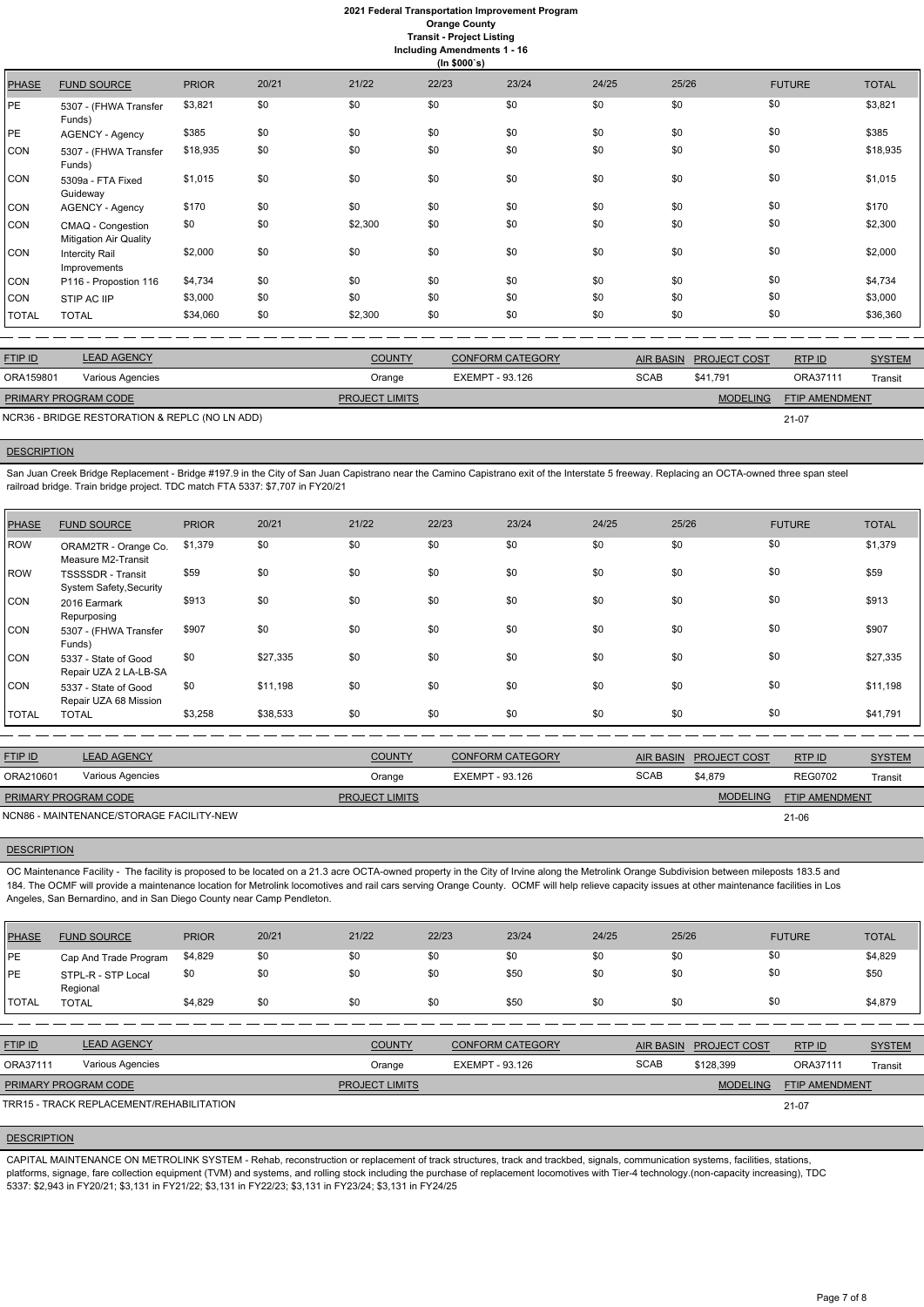# 2021 Federal Transportation Improvement Program

**Orange County**

**Transit - Project Listing**

**Including Amendments 1 - 16**

**(In $000`s)**

| PHASE | FUND SOURCE | PRIOR | 20/21 | 21/22 | 22/23 | 23/24 | 24/25 | 25/26 | FUTURE | TOTAL |
|---|---|---|---|---|---|---|---|---|---|---|
| PE | 5307 - (FHWA Transfer Funds) | $3,821 | $0 | $0 | $0 | $0 | $0 | $0 | $0 | $3,821 |
| PE | AGENCY - Agency | $385 | $0 | $0 | $0 | $0 | $0 | $0 | $0 | $385 |
| CON | 5307 - (FHWA Transfer Funds) | $18,935 | $0 | $0 | $0 | $0 | $0 | $0 | $0 | $18,935 |
| CON | 5309a - FTA Fixed Guideway | $1,015 | $0 | $0 | $0 | $0 | $0 | $0 | $0 | $1,015 |
| CON | AGENCY - Agency | $170 | $0 | $0 | $0 | $0 | $0 | $0 | $0 | $170 |
| CON | CMAQ - Congestion Mitigation Air Quality | $0 | $0 | $2,300 | $0 | $0 | $0 | $0 | $0 | $2,300 |
| CON | Intercity Rail Improvements | $2,000 | $0 | $0 | $0 | $0 | $0 | $0 | $0 | $2,000 |
| CON | P116 - Propostion 116 | $4,734 | $0 | $0 | $0 | $0 | $0 | $0 | $0 | $4,734 |
| CON | STIP AC IIP | $3,000 | $0 | $0 | $0 | $0 | $0 | $0 | $0 | $3,000 |
| TOTAL | TOTAL | $34,060 | $0 | $2,300 | $0 | $0 | $0 | $0 | $0 | $36,360 |

| FTIP ID | LEAD AGENCY | COUNTY | CONFORM CATEGORY | AIR BASIN | PROJECT COST | RTP ID | SYSTEM |
|---|---|---|---|---|---|---|---|
| ORA159801 | Various Agencies | Orange | EXEMPT - 93.126 | SCAB | $41,791 | ORA37111 | Transit |

| PRIMARY PROGRAM CODE | PROJECT LIMITS | MODELING | FTIP AMENDMENT |
|---|---|---|---|
| NCR36 - BRIDGE RESTORATION & REPLC (NO LN ADD) | | | 21-07 |

**DESCRIPTION**

San Juan Creek Bridge Replacement - Bridge #197.9 in the City of San Juan Capistrano near the Camino Capistrano exit of the Interstate 5 freeway. Replacing an OCTA-owned three span steel railroad bridge. Train bridge project. TDC match FTA 5337: $7,707 in FY20/21

| PHASE | FUND SOURCE | PRIOR | 20/21 | 21/22 | 22/23 | 23/24 | 24/25 | 25/26 | FUTURE | TOTAL |
|---|---|---|---|---|---|---|---|---|---|---|
| ROW | ORAM2TR - Orange Co. Measure M2-Transit | $1,379 | $0 | $0 | $0 | $0 | $0 | $0 | $0 | $1,379 |
| ROW | TSSSSDR - Transit System Safety,Security | $59 | $0 | $0 | $0 | $0 | $0 | $0 | $0 | $59 |
| CON | 2016 Earmark Repurposing | $913 | $0 | $0 | $0 | $0 | $0 | $0 | $0 | $913 |
| CON | 5307 - (FHWA Transfer Funds) | $907 | $0 | $0 | $0 | $0 | $0 | $0 | $0 | $907 |
| CON | 5337 - State of Good Repair UZA 2 LA-LB-SA | $0 | $27,335 | $0 | $0 | $0 | $0 | $0 | $0 | $27,335 |
| CON | 5337 - State of Good Repair UZA 68 Mission | $0 | $11,198 | $0 | $0 | $0 | $0 | $0 | $0 | $11,198 |
| TOTAL | TOTAL | $3,258 | $38,533 | $0 | $0 | $0 | $0 | $0 | $0 | $41,791 |

| FTIP ID | LEAD AGENCY | COUNTY | CONFORM CATEGORY | AIR BASIN | PROJECT COST | RTP ID | SYSTEM |
|---|---|---|---|---|---|---|---|
| ORA210601 | Various Agencies | Orange | EXEMPT - 93.126 | SCAB | $4,879 | REG0702 | Transit |

| PRIMARY PROGRAM CODE | PROJECT LIMITS | MODELING | FTIP AMENDMENT |
|---|---|---|---|
| NCN86 - MAINTENANCE/STORAGE FACILITY-NEW | | | 21-06 |

**DESCRIPTION**

OC Maintenance Facility - The facility is proposed to be located on a 21.3 acre OCTA-owned property in the City of Irvine along the Metrolink Orange Subdivision between mileposts 183.5 and 184. The OCMF will provide a maintenance location for Metrolink locomotives and rail cars serving Orange County. OCMF will help relieve capacity issues at other maintenance facilities in Los Angeles, San Bernardino, and in San Diego County near Camp Pendleton.

| PHASE | FUND SOURCE | PRIOR | 20/21 | 21/22 | 22/23 | 23/24 | 24/25 | 25/26 | FUTURE | TOTAL |
|---|---|---|---|---|---|---|---|---|---|---|
| PE | Cap And Trade Program | $4,829 | $0 | $0 | $0 | $0 | $0 | $0 | $0 | $4,829 |
| PE | STPL-R - STP Local Regional | $0 | $0 | $0 | $0 | $50 | $0 | $0 | $0 | $50 |
| TOTAL | TOTAL | $4,829 | $0 | $0 | $0 | $50 | $0 | $0 | $0 | $4,879 |

| FTIP ID | LEAD AGENCY | COUNTY | CONFORM CATEGORY | AIR BASIN | PROJECT COST | RTP ID | SYSTEM |
|---|---|---|---|---|---|---|---|
| ORA37111 | Various Agencies | Orange | EXEMPT - 93.126 | SCAB | $128,399 | ORA37111 | Transit |

| PRIMARY PROGRAM CODE | PROJECT LIMITS | MODELING | FTIP AMENDMENT |
|---|---|---|---|
| TRR15 - TRACK REPLACEMENT/REHABILITATION | | | 21-07 |

**DESCRIPTION**

CAPITAL MAINTENANCE ON METROLINK SYSTEM - Rehab, reconstruction or replacement of track structures, track and trackbed, signals, communication systems, facilities, stations, platforms, signage, fare collection equipment (TVM) and systems, and rolling stock including the purchase of replacement locomotives with Tier-4 technology.(non-capacity increasing), TDC 5337: $2,943 in FY20/21; $3,131 in FY21/22; $3,131 in FY22/23; $3,131 in FY23/24; $3,131 in FY24/25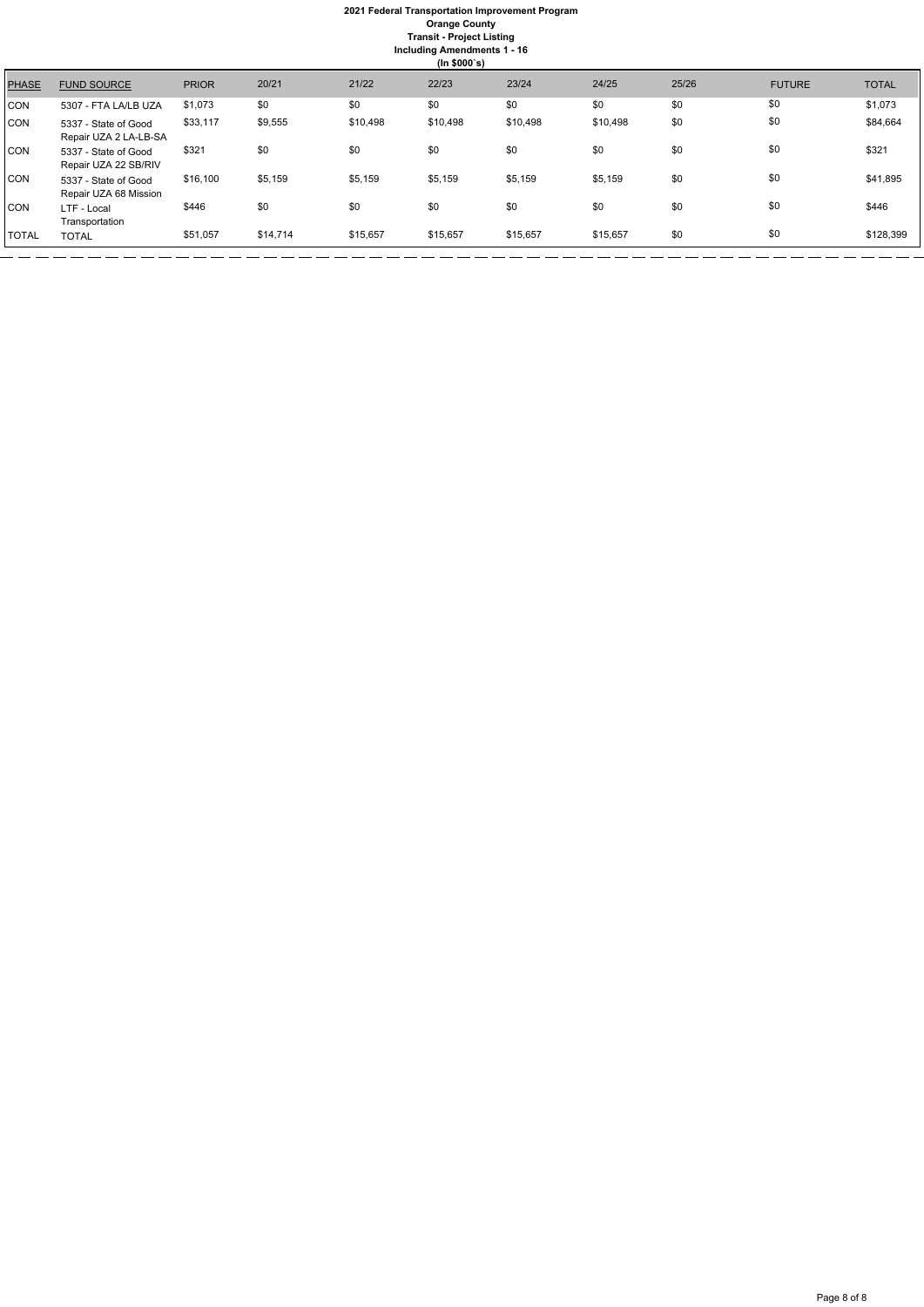**2021 Federal Transportation Improvement Program**
**Orange County**
**Transit - Project Listing**
**Including Amendments 1 - 16**
**(In $000`s)**

| PHASE | FUND SOURCE | PRIOR | 20/21 | 21/22 | 22/23 | 23/24 | 24/25 | 25/26 | FUTURE | TOTAL |
|---|---|---|---|---|---|---|---|---|---|---|
| CON | 5307 - FTA LA/LB UZA | $1,073 | $0 | $0 | $0 | $0 | $0 | $0 | $0 | $1,073 |
| CON | 5337 - State of Good Repair UZA 2 LA-LB-SA | $33,117 | $9,555 | $10,498 | $10,498 | $10,498 | $10,498 | $0 | $0 | $84,664 |
| CON | 5337 - State of Good Repair UZA 22 SB/RIV | $321 | $0 | $0 | $0 | $0 | $0 | $0 | $0 | $321 |
| CON | 5337 - State of Good Repair UZA 68 Mission | $16,100 | $5,159 | $5,159 | $5,159 | $5,159 | $5,159 | $0 | $0 | $41,895 |
| CON | LTF - Local Transportation | $446 | $0 | $0 | $0 | $0 | $0 | $0 | $0 | $446 |
| TOTAL | TOTAL | $51,057 | $14,714 | $15,657 | $15,657 | $15,657 | $15,657 | $0 | $0 | $128,399 |